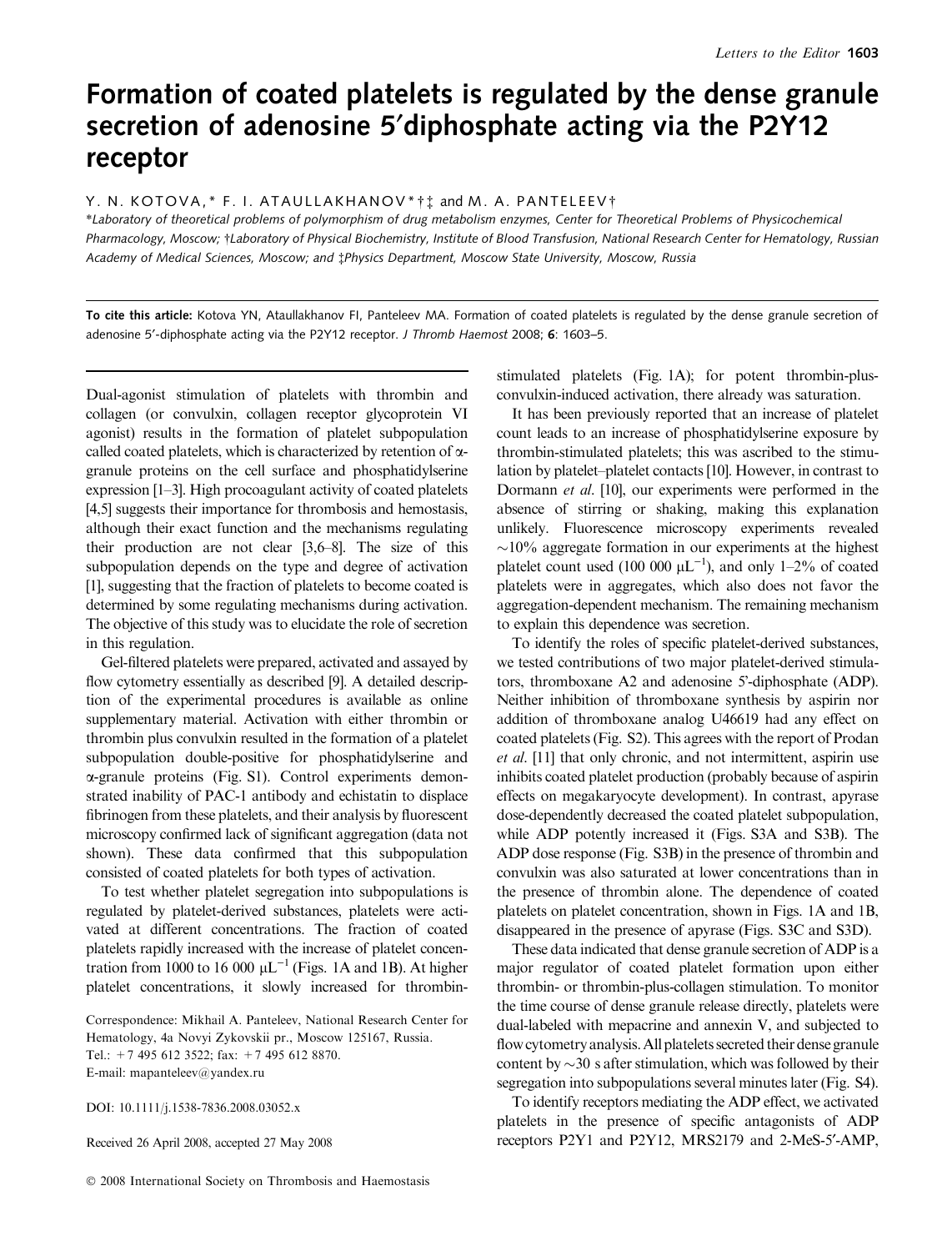# Formation of coated platelets is regulated by the dense granule secretion of adenosine 5′diphosphate acting via the P2Y12 receptor

Y. N. KOTOVA,* F. I. ATAULLAKHANOV*†‡ and M. A. PANTELEEV†

*Laboratory of theoretical problems of polymorphism of drug metabolism enzymes, Center for Theoretical Problems of Physicochemical Pharmacology, Moscow; †Laboratory of Physical Biochemistry, Institute of Blood Transfusion, National Research Center for Hematology, Russian Academy of Medical Sciences, Moscow; and ‡Physics Department, Moscow State University, Moscow, Russia

**To cite this article:** Kotova YN, Ataullakhanov FI, Panteleev MA. Formation of coated platelets is regulated by the dense granule secretion of adenosine 5′-diphosphate acting via the P2Y12 receptor. *J Thromb Haemost* 2008; **6**: 1603–5.

Dual-agonist stimulation of platelets with thrombin and collagen (or convulxin, collagen receptor glycoprotein VI agonist) results in the formation of platelet subpopulation called coated platelets, which is characterized by retention of α-granule proteins on the cell surface and phosphatidylserine expression [1–3]. High procoagulant activity of coated platelets [4,5] suggests their importance for thrombosis and hemostasis, although their exact function and the mechanisms regulating their production are not clear [3,6–8]. The size of this subpopulation depends on the type and degree of activation [1], suggesting that the fraction of platelets to become coated is determined by some regulating mechanisms during activation. The objective of this study was to elucidate the role of secretion in this regulation.

Gel-filtered platelets were prepared, activated and assayed by flow cytometry essentially as described [9]. A detailed description of the experimental procedures is available as online supplementary material. Activation with either thrombin or thrombin plus convulxin resulted in the formation of a platelet subpopulation double-positive for phosphatidylserine and α-granule proteins (Fig. S1). Control experiments demonstrated inability of PAC-1 antibody and echistatin to displace fibrinogen from these platelets, and their analysis by fluorescent microscopy confirmed lack of significant aggregation (data not shown). These data confirmed that this subpopulation consisted of coated platelets for both types of activation.

To test whether platelet segregation into subpopulations is regulated by platelet-derived substances, platelets were activated at different concentrations. The fraction of coated platelets rapidly increased with the increase of platelet concentration from 1000 to 16 000 $\mu L^{-1}$ (Figs. 1A and 1B). At higher platelet concentrations, it slowly increased for thrombin-stimulated platelets (Fig. 1A); for potent thrombin-plus-convulxin-induced activation, there already was saturation.

It has been previously reported that an increase of platelet count leads to an increase of phosphatidylserine exposure by thrombin-stimulated platelets; this was ascribed to the stimulation by platelet–platelet contacts [10]. However, in contrast to Dormann *et al.* [10], our experiments were performed in the absence of stirring or shaking, making this explanation unlikely. Fluorescence microscopy experiments revealed ~10% aggregate formation in our experiments at the highest platelet count used (100 000 $\mu L^{-1}$), and only 1–2% of coated platelets were in aggregates, which also does not favor the aggregation-dependent mechanism. The remaining mechanism to explain this dependence was secretion.

To identify the roles of specific platelet-derived substances, we tested contributions of two major platelet-derived stimulators, thromboxane A2 and adenosine 5'-diphosphate (ADP). Neither inhibition of thromboxane synthesis by aspirin nor addition of thromboxane analog U46619 had any effect on coated platelets (Fig. S2). This agrees with the report of Prodan *et al.* [11] that only chronic, and not intermittent, aspirin use inhibits coated platelet production (probably because of aspirin effects on megakaryocyte development). In contrast, apyrase dose-dependently decreased the coated platelet subpopulation, while ADP potently increased it (Figs. S3A and S3B). The ADP dose response (Fig. S3B) in the presence of thrombin and convulxin was also saturated at lower concentrations than in the presence of thrombin alone. The dependence of coated platelets on platelet concentration, shown in Figs. 1A and 1B, disappeared in the presence of apyrase (Figs. S3C and S3D).

These data indicated that dense granule secretion of ADP is a major regulator of coated platelet formation upon either thrombin- or thrombin-plus-collagen stimulation. To monitor the time course of dense granule release directly, platelets were dual-labeled with mepacrine and annexin V, and subjected to flow cytometry analysis. All platelets secreted their dense granule content by ~30 s after stimulation, which was followed by their segregation into subpopulations several minutes later (Fig. S4).

To identify receptors mediating the ADP effect, we activated platelets in the presence of specific antagonists of ADP receptors P2Y1 and P2Y12, MRS2179 and 2-MeS-5′-AMP,

Correspondence: Mikhail A. Panteleev, National Research Center for Hematology, 4a Novyi Zykovskii pr., Moscow 125167, Russia.
Tel.: +7 495 612 3522; fax: +7 495 612 8870.
E-mail: mapanteleev@yandex.ru

DOI: 10.1111/j.1538-7836.2008.03052.x

Received 26 April 2008, accepted 27 May 2008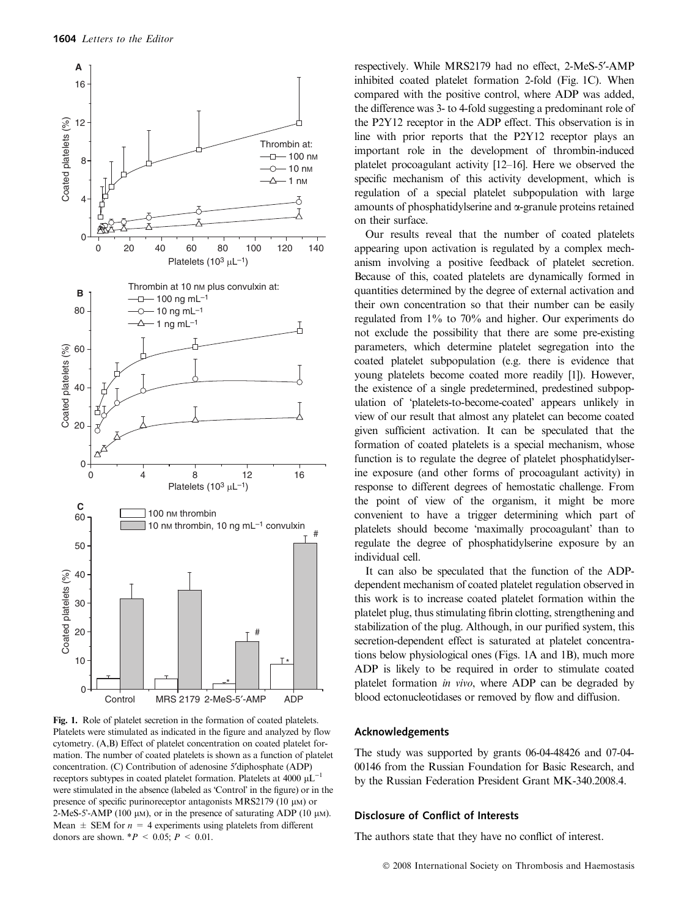**Fig. 1.** Role of platelet secretion in the formation of coated platelets. Platelets were stimulated as indicated in the figure and analyzed by flow cytometry. (A,B) Effect of platelet concentration on coated platelet formation. The number of coated platelets is shown as a function of platelet concentration. (C) Contribution of adenosine 5′diphosphate (ADP) receptors subtypes in coated platelet formation. Platelets at 4000 μL$^{-1}$ were stimulated in the absence (labeled as 'Control' in the figure) or in the presence of specific purinoreceptor antagonists MRS2179 (10 μM) or 2-MeS-5'-AMP (100 μM), or in the presence of saturating ADP (10 μM). Mean ± SEM for $n$ = 4 experiments using platelets from different donors are shown. *$P$ < 0.05; $P$ < 0.01.

respectively. While MRS2179 had no effect, 2-MeS-5′-AMP inhibited coated platelet formation 2-fold (Fig. 1C). When compared with the positive control, where ADP was added, the difference was 3- to 4-fold suggesting a predominant role of the P2Y12 receptor in the ADP effect. This observation is in line with prior reports that the P2Y12 receptor plays an important role in the development of thrombin-induced platelet procoagulant activity [12–16]. Here we observed the specific mechanism of this activity development, which is regulation of a special platelet subpopulation with large amounts of phosphatidylserine and α-granule proteins retained on their surface.

Our results reveal that the number of coated platelets appearing upon activation is regulated by a complex mechanism involving a positive feedback of platelet secretion. Because of this, coated platelets are dynamically formed in quantities determined by the degree of external activation and their own concentration so that their number can be easily regulated from 1% to 70% and higher. Our experiments do not exclude the possibility that there are some pre-existing parameters, which determine platelet segregation into the coated platelet subpopulation (e.g. there is evidence that young platelets become coated more readily [1]). However, the existence of a single predetermined, predestined subpopulation of 'platelets-to-become-coated' appears unlikely in view of our result that almost any platelet can become coated given sufficient activation. It can be speculated that the formation of coated platelets is a special mechanism, whose function is to regulate the degree of platelet phosphatidylserine exposure (and other forms of procoagulant activity) in response to different degrees of hemostatic challenge. From the point of view of the organism, it might be more convenient to have a trigger determining which part of platelets should become 'maximally procoagulant' than to regulate the degree of phosphatidylserine exposure by an individual cell.

It can also be speculated that the function of the ADP-dependent mechanism of coated platelet regulation observed in this work is to increase coated platelet formation within the platelet plug, thus stimulating fibrin clotting, strengthening and stabilization of the plug. Although, in our purified system, this secretion-dependent effect is saturated at platelet concentrations below physiological ones (Figs. 1A and 1B), much more ADP is likely to be required in order to stimulate coated platelet formation *in vivo*, where ADP can be degraded by blood ectonucleotidases or removed by flow and diffusion.

## Acknowledgements

The study was supported by grants 06-04-48426 and 07-04-00146 from the Russian Foundation for Basic Research, and by the Russian Federation President Grant MK-340.2008.4.

## Disclosure of Conflict of Interests

The authors state that they have no conflict of interest.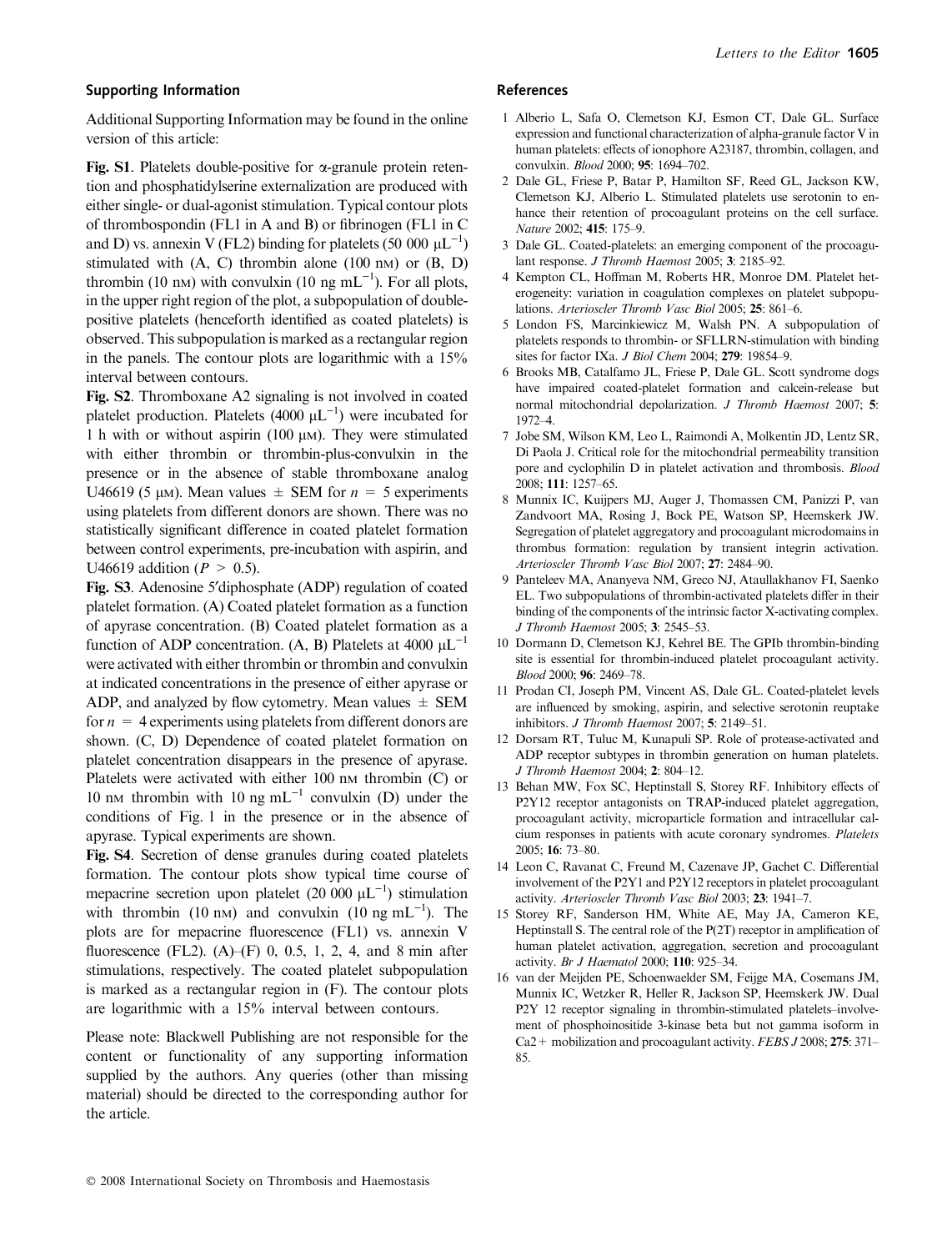## Supporting Information

Additional Supporting Information may be found in the online version of this article:

**Fig. S1**. Platelets double-positive for α-granule protein retention and phosphatidylserine externalization are produced with either single- or dual-agonist stimulation. Typical contour plots of thrombospondin (FL1 in A and B) or fibrinogen (FL1 in C and D) vs. annexin V (FL2) binding for platelets (50 000 $\mu L^{-1}$) stimulated with (A, C) thrombin alone (100 nM) or (B, D) thrombin (10 nM) with convulxin (10 ng $mL^{-1}$). For all plots, in the upper right region of the plot, a subpopulation of double-positive platelets (henceforth identified as coated platelets) is observed. This subpopulation is marked as a rectangular region in the panels. The contour plots are logarithmic with a 15% interval between contours.

**Fig. S2**. Thromboxane A2 signaling is not involved in coated platelet production. Platelets (4000 $\mu L^{-1}$) were incubated for 1 h with or without aspirin (100 μM). They were stimulated with either thrombin or thrombin-plus-convulxin in the presence or in the absence of stable thromboxane analog U46619 (5 μM). Mean values ± SEM for $n = 5$ experiments using platelets from different donors are shown. There was no statistically significant difference in coated platelet formation between control experiments, pre-incubation with aspirin, and U46619 addition ($P > 0.5$).

**Fig. S3**. Adenosine 5′diphosphate (ADP) regulation of coated platelet formation. (A) Coated platelet formation as a function of apyrase concentration. (B) Coated platelet formation as a function of ADP concentration. (A, B) Platelets at 4000 $\mu L^{-1}$ were activated with either thrombin or thrombin and convulxin at indicated concentrations in the presence of either apyrase or ADP, and analyzed by flow cytometry. Mean values ± SEM for $n = 4$ experiments using platelets from different donors are shown. (C, D) Dependence of coated platelet formation on platelet concentration disappears in the presence of apyrase. Platelets were activated with either 100 nM thrombin (C) or 10 nM thrombin with 10 ng $mL^{-1}$ convulxin (D) under the conditions of Fig. 1 in the presence or in the absence of apyrase. Typical experiments are shown.

**Fig. S4**. Secretion of dense granules during coated platelets formation. The contour plots show typical time course of mepacrine secretion upon platelet (20 000 $\mu L^{-1}$) stimulation with thrombin (10 nM) and convulxin (10 ng $mL^{-1}$). The plots are for mepacrine fluorescence (FL1) vs. annexin V fluorescence (FL2). (A)–(F) 0, 0.5, 1, 2, 4, and 8 min after stimulations, respectively. The coated platelet subpopulation is marked as a rectangular region in (F). The contour plots are logarithmic with a 15% interval between contours.

Please note: Blackwell Publishing are not responsible for the content or functionality of any supporting information supplied by the authors. Any queries (other than missing material) should be directed to the corresponding author for the article.

## References

1 Alberio L, Safa O, Clemetson KJ, Esmon CT, Dale GL. Surface expression and functional characterization of alpha-granule factor V in human platelets: effects of ionophore A23187, thrombin, collagen, and convulxin. *Blood* 2000; **95**: 1694–702.

2 Dale GL, Friese P, Batar P, Hamilton SF, Reed GL, Jackson KW, Clemetson KJ, Alberio L. Stimulated platelets use serotonin to enhance their retention of procoagulant proteins on the cell surface. *Nature* 2002; **415**: 175–9.

3 Dale GL. Coated-platelets: an emerging component of the procoagulant response. *J Thromb Haemost* 2005; **3**: 2185–92.

4 Kempton CL, Hoffman M, Roberts HR, Monroe DM. Platelet heterogeneity: variation in coagulation complexes on platelet subpopulations. *Arterioscler Thromb Vasc Biol* 2005; **25**: 861–6.

5 London FS, Marcinkiewicz M, Walsh PN. A subpopulation of platelets responds to thrombin- or SFLLRN-stimulation with binding sites for factor IXa. *J Biol Chem* 2004; **279**: 19854–9.

6 Brooks MB, Catalfamo JL, Friese P, Dale GL. Scott syndrome dogs have impaired coated-platelet formation and calcein-release but normal mitochondrial depolarization. *J Thromb Haemost* 2007; **5**: 1972–4.

7 Jobe SM, Wilson KM, Leo L, Raimondi A, Molkentin JD, Lentz SR, Di Paola J. Critical role for the mitochondrial permeability transition pore and cyclophilin D in platelet activation and thrombosis. *Blood* 2008; **111**: 1257–65.

8 Munnix IC, Kuijpers MJ, Auger J, Thomassen CM, Panizzi P, van Zandvoort MA, Rosing J, Bock PE, Watson SP, Heemskerk JW. Segregation of platelet aggregatory and procoagulant microdomains in thrombus formation: regulation by transient integrin activation. *Arterioscler Thromb Vasc Biol* 2007; **27**: 2484–90.

9 Panteleev MA, Ananyeva NM, Greco NJ, Ataullakhanov FI, Saenko EL. Two subpopulations of thrombin-activated platelets differ in their binding of the components of the intrinsic factor X-activating complex. *J Thromb Haemost* 2005; **3**: 2545–53.

10 Dormann D, Clemetson KJ, Kehrel BE. The GPIb thrombin-binding site is essential for thrombin-induced platelet procoagulant activity. *Blood* 2000; **96**: 2469–78.

11 Prodan CI, Joseph PM, Vincent AS, Dale GL. Coated-platelet levels are influenced by smoking, aspirin, and selective serotonin reuptake inhibitors. *J Thromb Haemost* 2007; **5**: 2149–51.

12 Dorsam RT, Tuluc M, Kunapuli SP. Role of protease-activated and ADP receptor subtypes in thrombin generation on human platelets. *J Thromb Haemost* 2004; **2**: 804–12.

13 Behan MW, Fox SC, Heptinstall S, Storey RF. Inhibitory effects of P2Y12 receptor antagonists on TRAP-induced platelet aggregation, procoagulant activity, microparticle formation and intracellular calcium responses in patients with acute coronary syndromes. *Platelets* 2005; **16**: 73–80.

14 Leon C, Ravanat C, Freund M, Cazenave JP, Gachet C. Differential involvement of the P2Y1 and P2Y12 receptors in platelet procoagulant activity. *Arterioscler Thromb Vasc Biol* 2003; **23**: 1941–7.

15 Storey RF, Sanderson HM, White AE, May JA, Cameron KE, Heptinstall S. The central role of the P(2T) receptor in amplification of human platelet activation, aggregation, secretion and procoagulant activity. *Br J Haematol* 2000; **110**: 925–34.

16 van der Meijden PE, Schoenwaelder SM, Feijge MA, Cosemans JM, Munnix IC, Wetzker R, Heller R, Jackson SP, Heemskerk JW. Dual P2Y 12 receptor signaling in thrombin-stimulated platelets–involvement of phosphoinositide 3-kinase beta but not gamma isoform in Ca2+ mobilization and procoagulant activity. *FEBS J* 2008; **275**: 371–85.